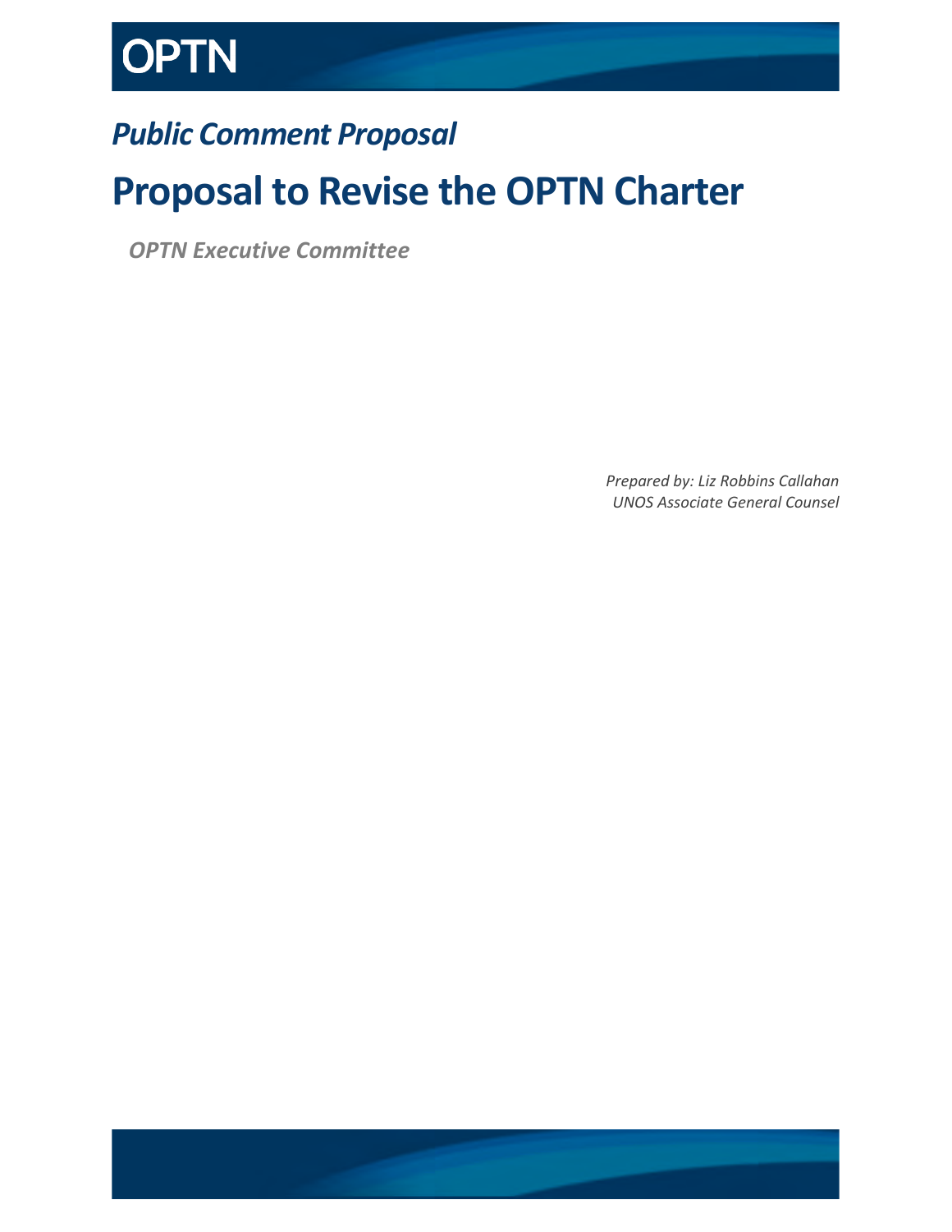# OPTN

*Public Comment Proposal*

# Proposal to Revise the OPTN Charter

***OPTN Executive Committee***

*Prepared by: Liz Robbins Callahan*
*UNOS Associate General Counsel*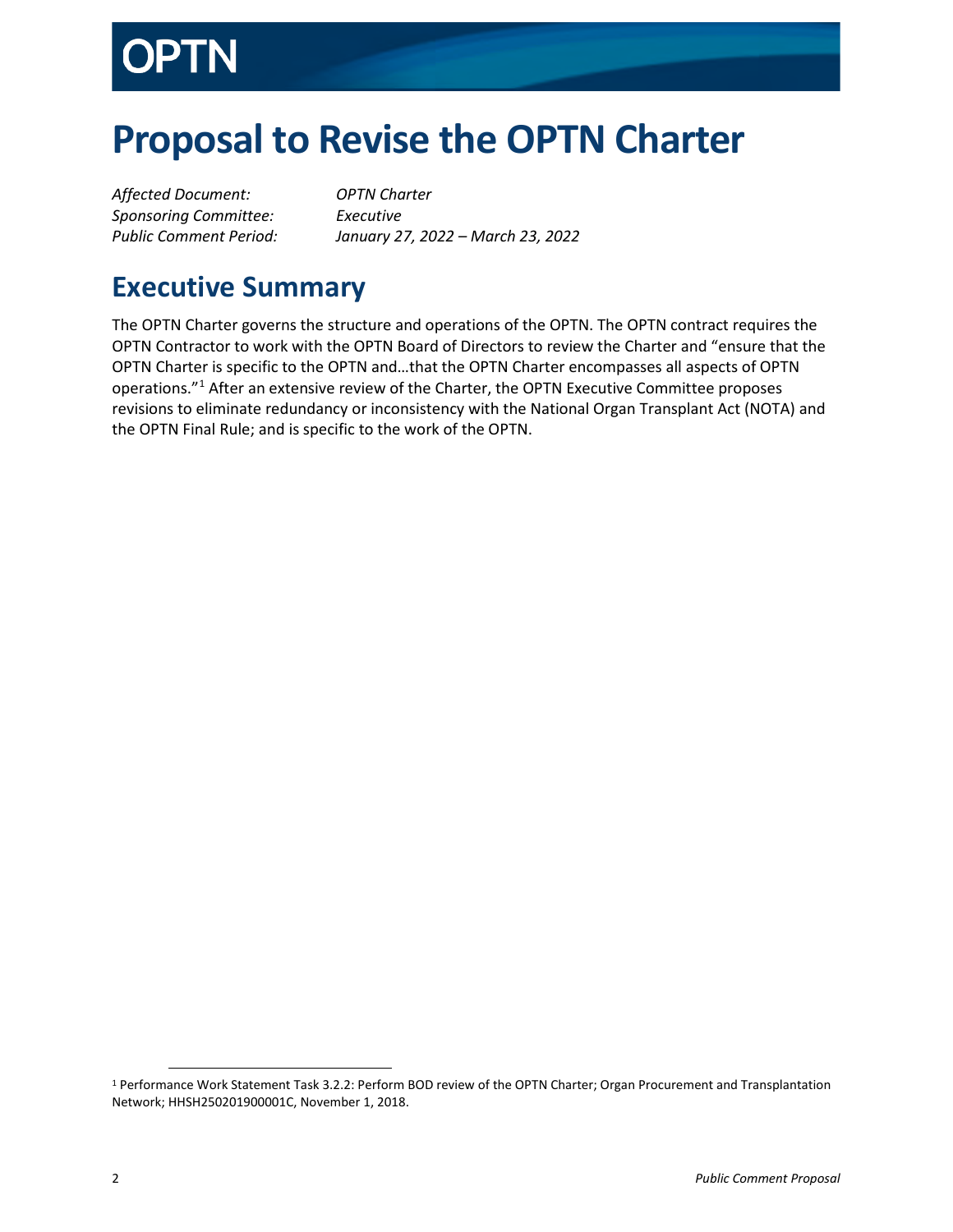# Proposal to Revise the OPTN Charter

*Affected Document:* *OPTN Charter*
*Sponsoring Committee:* *Executive*
*Public Comment Period:* *January 27, 2022 – March 23, 2022*

## Executive Summary

The OPTN Charter governs the structure and operations of the OPTN. The OPTN contract requires the OPTN Contractor to work with the OPTN Board of Directors to review the Charter and "ensure that the OPTN Charter is specific to the OPTN and…that the OPTN Charter encompasses all aspects of OPTN operations."[1] After an extensive review of the Charter, the OPTN Executive Committee proposes revisions to eliminate redundancy or inconsistency with the National Organ Transplant Act (NOTA) and the OPTN Final Rule; and is specific to the work of the OPTN.

[1] Performance Work Statement Task 3.2.2: Perform BOD review of the OPTN Charter; Organ Procurement and Transplantation Network; HHSH250201900001C, November 1, 2018.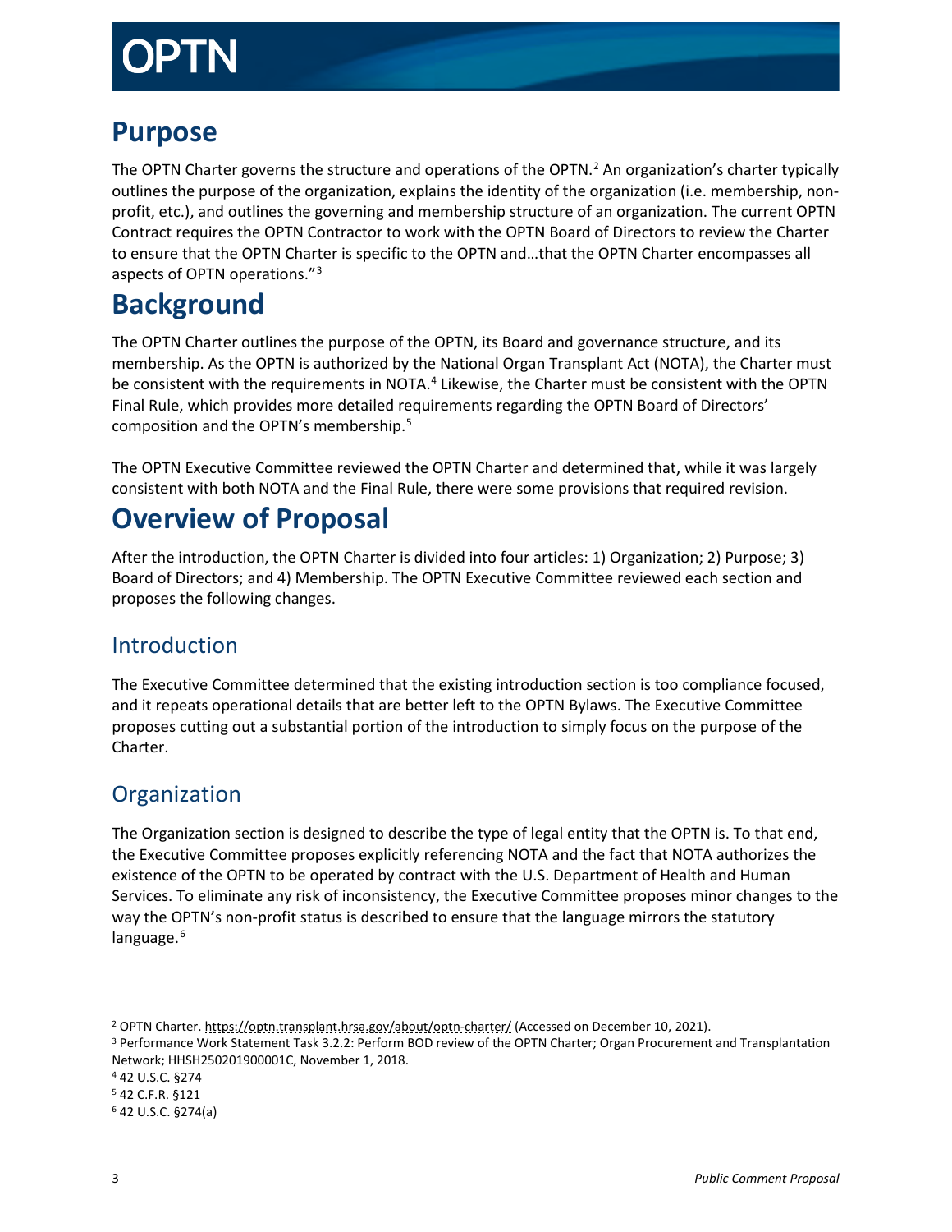# Purpose

The OPTN Charter governs the structure and operations of the OPTN.[2] An organization's charter typically outlines the purpose of the organization, explains the identity of the organization (i.e. membership, non-profit, etc.), and outlines the governing and membership structure of an organization. The current OPTN Contract requires the OPTN Contractor to work with the OPTN Board of Directors to review the Charter to ensure that the OPTN Charter is specific to the OPTN and…that the OPTN Charter encompasses all aspects of OPTN operations."[3]

# Background

The OPTN Charter outlines the purpose of the OPTN, its Board and governance structure, and its membership. As the OPTN is authorized by the National Organ Transplant Act (NOTA), the Charter must be consistent with the requirements in NOTA.[4] Likewise, the Charter must be consistent with the OPTN Final Rule, which provides more detailed requirements regarding the OPTN Board of Directors' composition and the OPTN's membership.[5]

The OPTN Executive Committee reviewed the OPTN Charter and determined that, while it was largely consistent with both NOTA and the Final Rule, there were some provisions that required revision.

# Overview of Proposal

After the introduction, the OPTN Charter is divided into four articles: 1) Organization; 2) Purpose; 3) Board of Directors; and 4) Membership. The OPTN Executive Committee reviewed each section and proposes the following changes.

## Introduction

The Executive Committee determined that the existing introduction section is too compliance focused, and it repeats operational details that are better left to the OPTN Bylaws. The Executive Committee proposes cutting out a substantial portion of the introduction to simply focus on the purpose of the Charter.

## Organization

The Organization section is designed to describe the type of legal entity that the OPTN is. To that end, the Executive Committee proposes explicitly referencing NOTA and the fact that NOTA authorizes the existence of the OPTN to be operated by contract with the U.S. Department of Health and Human Services. To eliminate any risk of inconsistency, the Executive Committee proposes minor changes to the way the OPTN's non-profit status is described to ensure that the language mirrors the statutory language.[6]

---

[2] OPTN Charter. https://optn.transplant.hrsa.gov/about/optn-charter/ (Accessed on December 10, 2021).

[3] Performance Work Statement Task 3.2.2: Perform BOD review of the OPTN Charter; Organ Procurement and Transplantation Network; HHSH250201900001C, November 1, 2018.

[4] 42 U.S.C. §274

[5] 42 C.F.R. §121

[6] 42 U.S.C. §274(a)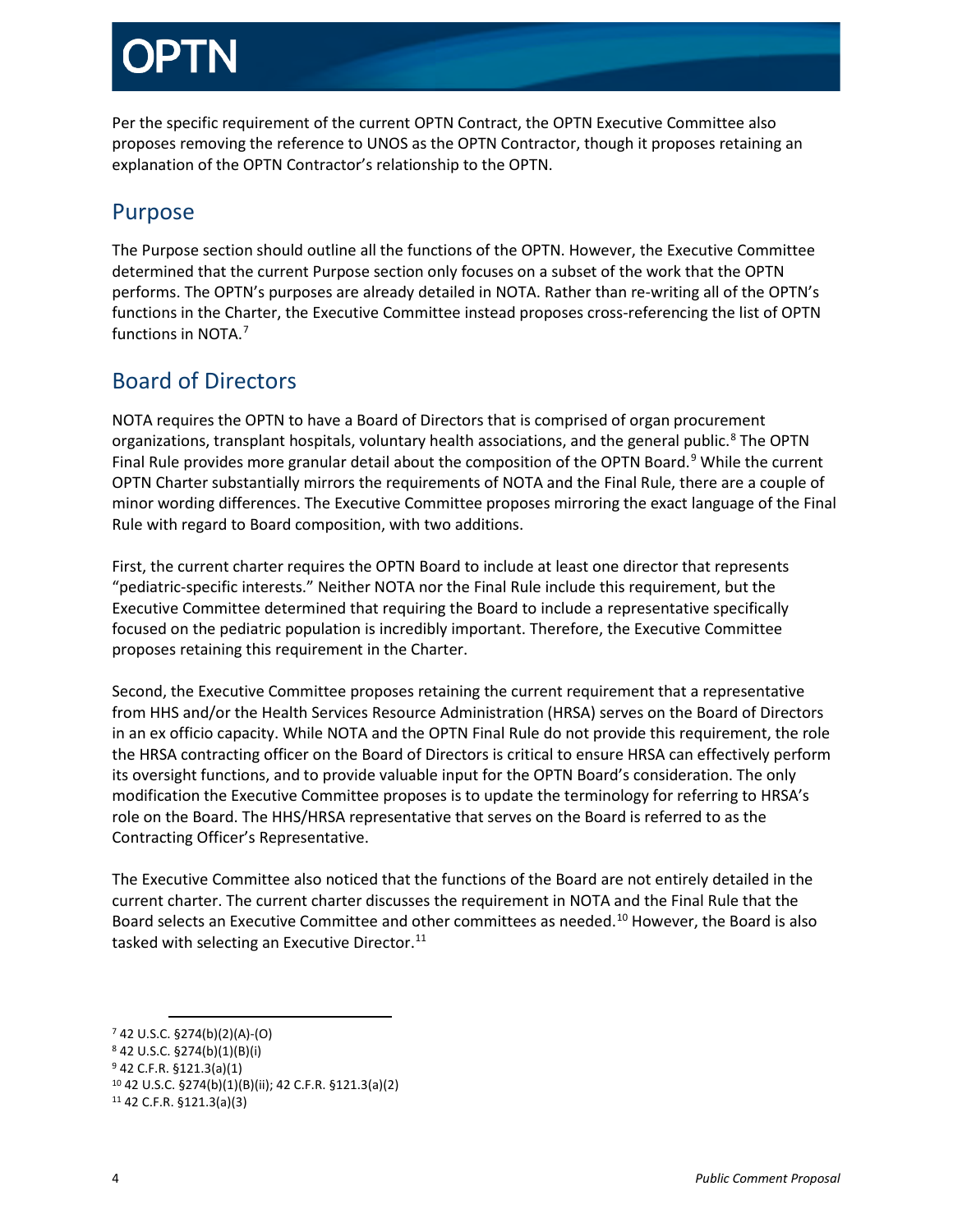Per the specific requirement of the current OPTN Contract, the OPTN Executive Committee also proposes removing the reference to UNOS as the OPTN Contractor, though it proposes retaining an explanation of the OPTN Contractor's relationship to the OPTN.

## Purpose

The Purpose section should outline all the functions of the OPTN. However, the Executive Committee determined that the current Purpose section only focuses on a subset of the work that the OPTN performs. The OPTN's purposes are already detailed in NOTA. Rather than re-writing all of the OPTN's functions in the Charter, the Executive Committee instead proposes cross-referencing the list of OPTN functions in NOTA.[7]

## Board of Directors

NOTA requires the OPTN to have a Board of Directors that is comprised of organ procurement organizations, transplant hospitals, voluntary health associations, and the general public.[8] The OPTN Final Rule provides more granular detail about the composition of the OPTN Board.[9] While the current OPTN Charter substantially mirrors the requirements of NOTA and the Final Rule, there are a couple of minor wording differences. The Executive Committee proposes mirroring the exact language of the Final Rule with regard to Board composition, with two additions.

First, the current charter requires the OPTN Board to include at least one director that represents "pediatric-specific interests." Neither NOTA nor the Final Rule include this requirement, but the Executive Committee determined that requiring the Board to include a representative specifically focused on the pediatric population is incredibly important. Therefore, the Executive Committee proposes retaining this requirement in the Charter.

Second, the Executive Committee proposes retaining the current requirement that a representative from HHS and/or the Health Services Resource Administration (HRSA) serves on the Board of Directors in an ex officio capacity. While NOTA and the OPTN Final Rule do not provide this requirement, the role the HRSA contracting officer on the Board of Directors is critical to ensure HRSA can effectively perform its oversight functions, and to provide valuable input for the OPTN Board's consideration. The only modification the Executive Committee proposes is to update the terminology for referring to HRSA's role on the Board. The HHS/HRSA representative that serves on the Board is referred to as the Contracting Officer's Representative.

The Executive Committee also noticed that the functions of the Board are not entirely detailed in the current charter. The current charter discusses the requirement in NOTA and the Final Rule that the Board selects an Executive Committee and other committees as needed.[10] However, the Board is also tasked with selecting an Executive Director.[11]

---

[7] 42 U.S.C. §274(b)(2)(A)-(O)

[8] 42 U.S.C. §274(b)(1)(B)(i)

[9] 42 C.F.R. §121.3(a)(1)

[10] 42 U.S.C. §274(b)(1)(B)(ii); 42 C.F.R. §121.3(a)(2)

[11] 42 C.F.R. §121.3(a)(3)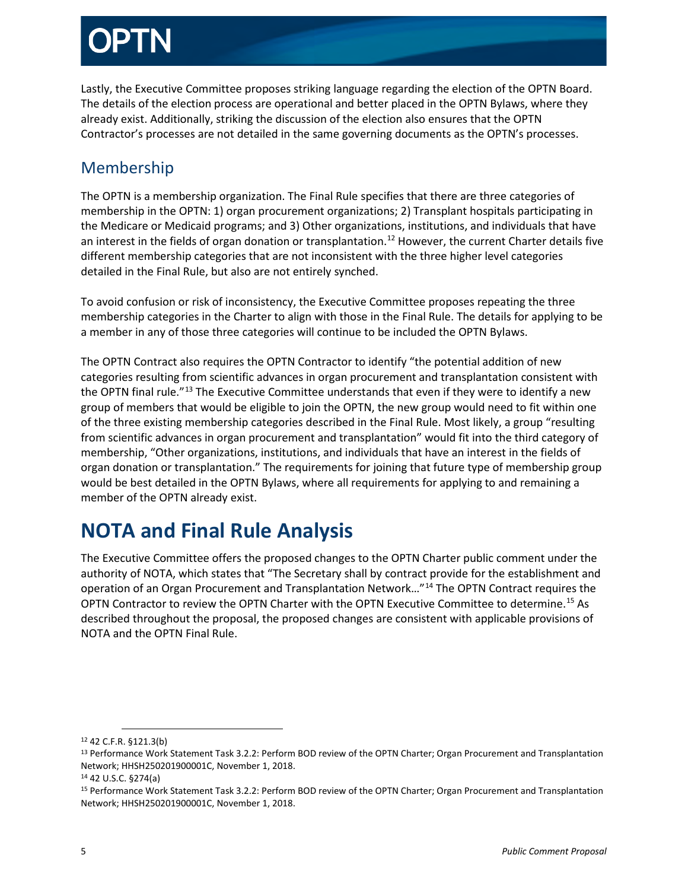Lastly, the Executive Committee proposes striking language regarding the election of the OPTN Board. The details of the election process are operational and better placed in the OPTN Bylaws, where they already exist. Additionally, striking the discussion of the election also ensures that the OPTN Contractor's processes are not detailed in the same governing documents as the OPTN's processes.

## Membership

The OPTN is a membership organization. The Final Rule specifies that there are three categories of membership in the OPTN: 1) organ procurement organizations; 2) Transplant hospitals participating in the Medicare or Medicaid programs; and 3) Other organizations, institutions, and individuals that have an interest in the fields of organ donation or transplantation.[12] However, the current Charter details five different membership categories that are not inconsistent with the three higher level categories detailed in the Final Rule, but also are not entirely synched.

To avoid confusion or risk of inconsistency, the Executive Committee proposes repeating the three membership categories in the Charter to align with those in the Final Rule. The details for applying to be a member in any of those three categories will continue to be included the OPTN Bylaws.

The OPTN Contract also requires the OPTN Contractor to identify "the potential addition of new categories resulting from scientific advances in organ procurement and transplantation consistent with the OPTN final rule."[13] The Executive Committee understands that even if they were to identify a new group of members that would be eligible to join the OPTN, the new group would need to fit within one of the three existing membership categories described in the Final Rule. Most likely, a group "resulting from scientific advances in organ procurement and transplantation" would fit into the third category of membership, "Other organizations, institutions, and individuals that have an interest in the fields of organ donation or transplantation." The requirements for joining that future type of membership group would be best detailed in the OPTN Bylaws, where all requirements for applying to and remaining a member of the OPTN already exist.

# NOTA and Final Rule Analysis

The Executive Committee offers the proposed changes to the OPTN Charter public comment under the authority of NOTA, which states that "The Secretary shall by contract provide for the establishment and operation of an Organ Procurement and Transplantation Network…"[14] The OPTN Contract requires the OPTN Contractor to review the OPTN Charter with the OPTN Executive Committee to determine.[15] As described throughout the proposal, the proposed changes are consistent with applicable provisions of NOTA and the OPTN Final Rule.

---

[12] 42 C.F.R. §121.3(b)

[13] Performance Work Statement Task 3.2.2: Perform BOD review of the OPTN Charter; Organ Procurement and Transplantation Network; HHSH250201900001C, November 1, 2018.

[14] 42 U.S.C. §274(a)

[15] Performance Work Statement Task 3.2.2: Perform BOD review of the OPTN Charter; Organ Procurement and Transplantation Network; HHSH250201900001C, November 1, 2018.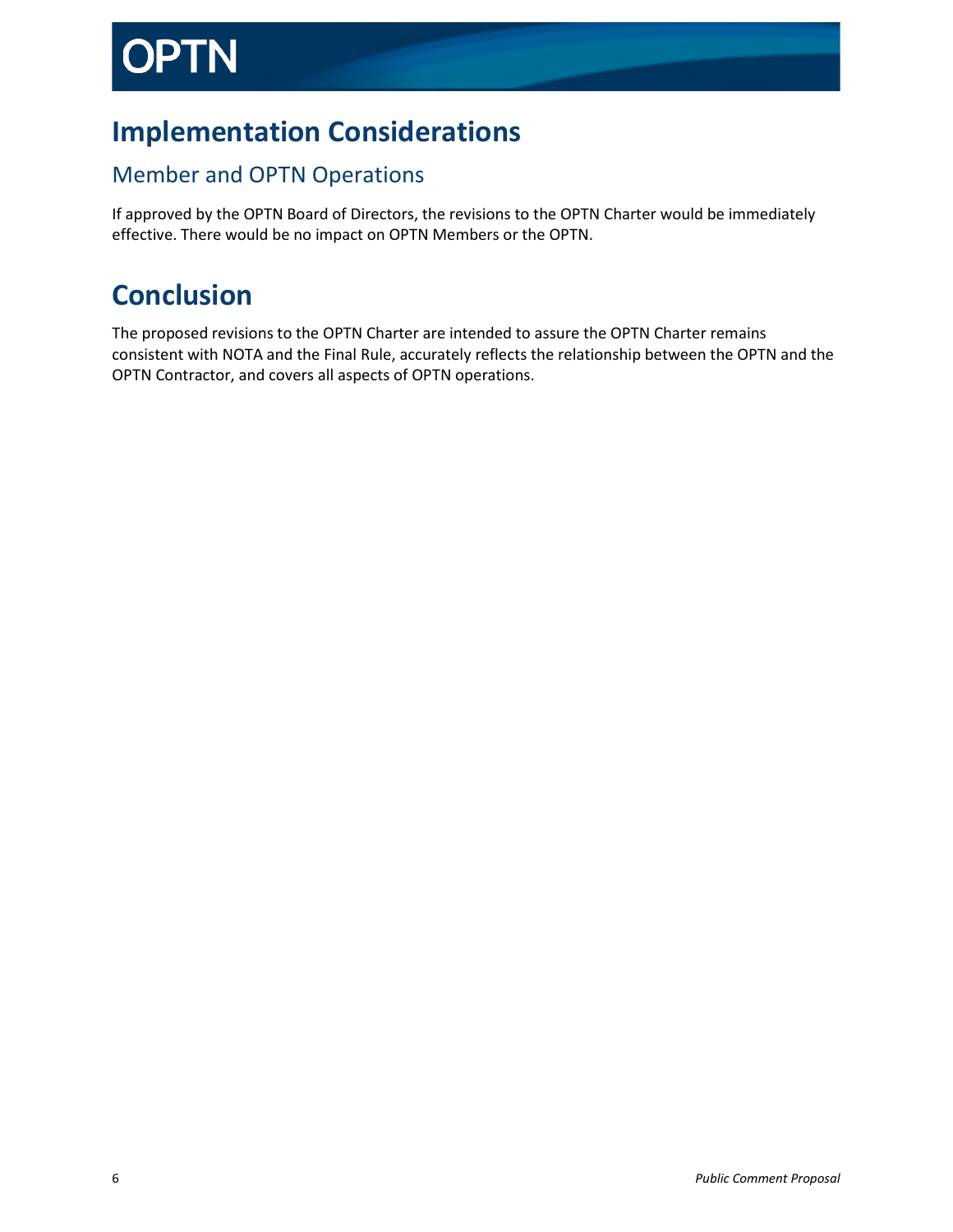# Implementation Considerations

## Member and OPTN Operations

If approved by the OPTN Board of Directors, the revisions to the OPTN Charter would be immediately effective. There would be no impact on OPTN Members or the OPTN.

# Conclusion

The proposed revisions to the OPTN Charter are intended to assure the OPTN Charter remains consistent with NOTA and the Final Rule, accurately reflects the relationship between the OPTN and the OPTN Contractor, and covers all aspects of OPTN operations.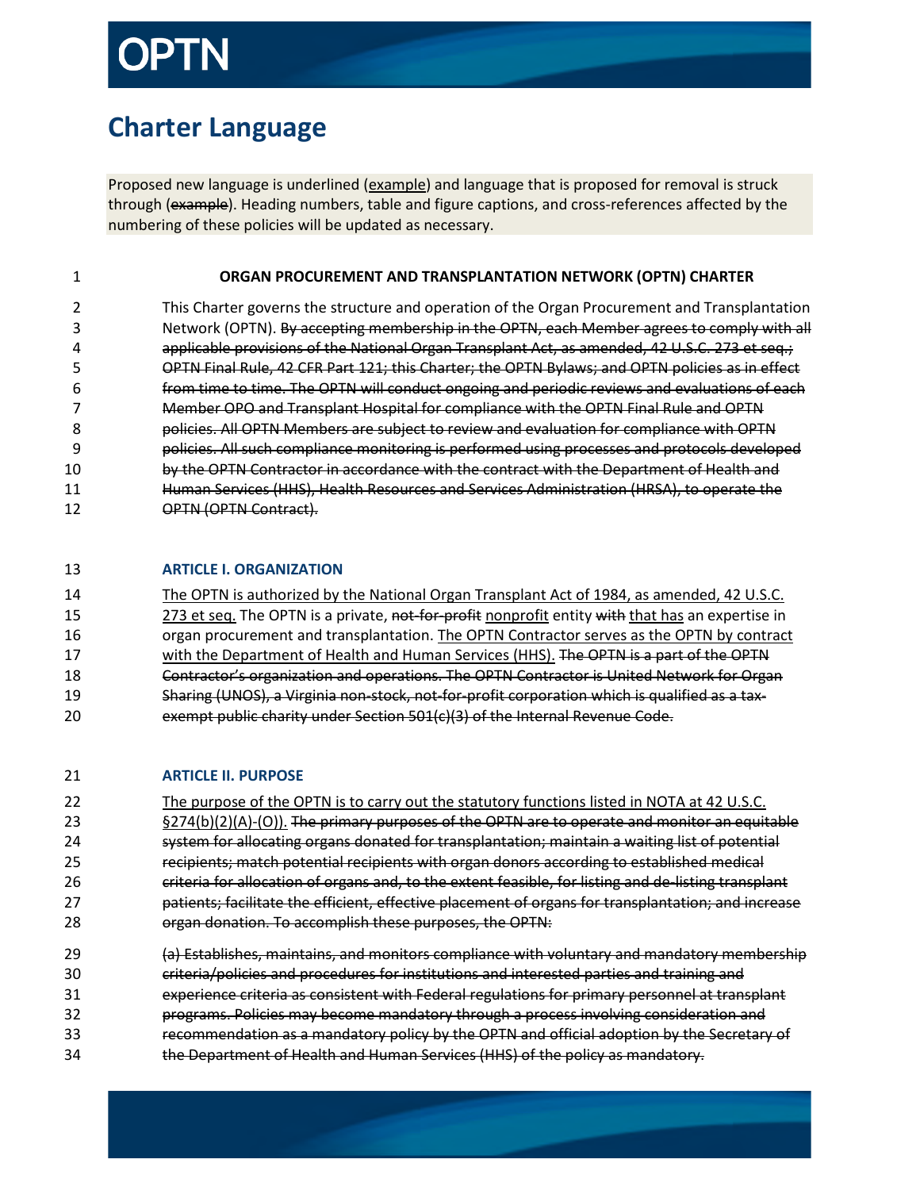# Charter Language

Proposed new language is underlined (<u>example</u>) and language that is proposed for removal is struck through (~~example~~). Heading numbers, table and figure captions, and cross-references affected by the numbering of these policies will be updated as necessary.

**ORGAN PROCUREMENT AND TRANSPLANTATION NETWORK (OPTN) CHARTER**

This Charter governs the structure and operation of the Organ Procurement and Transplantation Network (OPTN). ~~By accepting membership in the OPTN, each Member agrees to comply with all applicable provisions of the National Organ Transplant Act, as amended, 42 U.S.C. 273 et seq.; OPTN Final Rule, 42 CFR Part 121; this Charter; the OPTN Bylaws; and OPTN policies as in effect from time to time. The OPTN will conduct ongoing and periodic reviews and evaluations of each Member OPO and Transplant Hospital for compliance with the OPTN Final Rule and OPTN policies. All OPTN Members are subject to review and evaluation for compliance with OPTN policies. All such compliance monitoring is performed using processes and protocols developed by the OPTN Contractor in accordance with the contract with the Department of Health and Human Services (HHS), Health Resources and Services Administration (HRSA), to operate the OPTN (OPTN Contract).~~

## ARTICLE I. ORGANIZATION

<u>The OPTN is authorized by the National Organ Transplant Act of 1984, as amended, 42 U.S.C. 273 et seq.</u> The OPTN is a private, ~~not-for-profit~~ <u>nonprofit</u> entity ~~with~~ <u>that has</u> an expertise in organ procurement and transplantation. <u>The OPTN Contractor serves as the OPTN by contract with the Department of Health and Human Services (HHS).</u> ~~The OPTN is a part of the OPTN Contractor's organization and operations. The OPTN Contractor is United Network for Organ Sharing (UNOS), a Virginia non-stock, not-for-profit corporation which is qualified as a tax-exempt public charity under Section 501(c)(3) of the Internal Revenue Code.~~

## ARTICLE II. PURPOSE

<u>The purpose of the OPTN is to carry out the statutory functions listed in NOTA at 42 U.S.C. §274(b)(2)(A)-(O)).</u> ~~The primary purposes of the OPTN are to operate and monitor an equitable system for allocating organs donated for transplantation; maintain a waiting list of potential recipients; match potential recipients with organ donors according to established medical criteria for allocation of organs and, to the extent feasible, for listing and de-listing transplant patients; facilitate the efficient, effective placement of organs for transplantation; and increase organ donation. To accomplish these purposes, the OPTN:~~

~~(a) Establishes, maintains, and monitors compliance with voluntary and mandatory membership criteria/policies and procedures for institutions and interested parties and training and experience criteria as consistent with Federal regulations for primary personnel at transplant programs. Policies may become mandatory through a process involving consideration and recommendation as a mandatory policy by the OPTN and official adoption by the Secretary of the Department of Health and Human Services (HHS) of the policy as mandatory.~~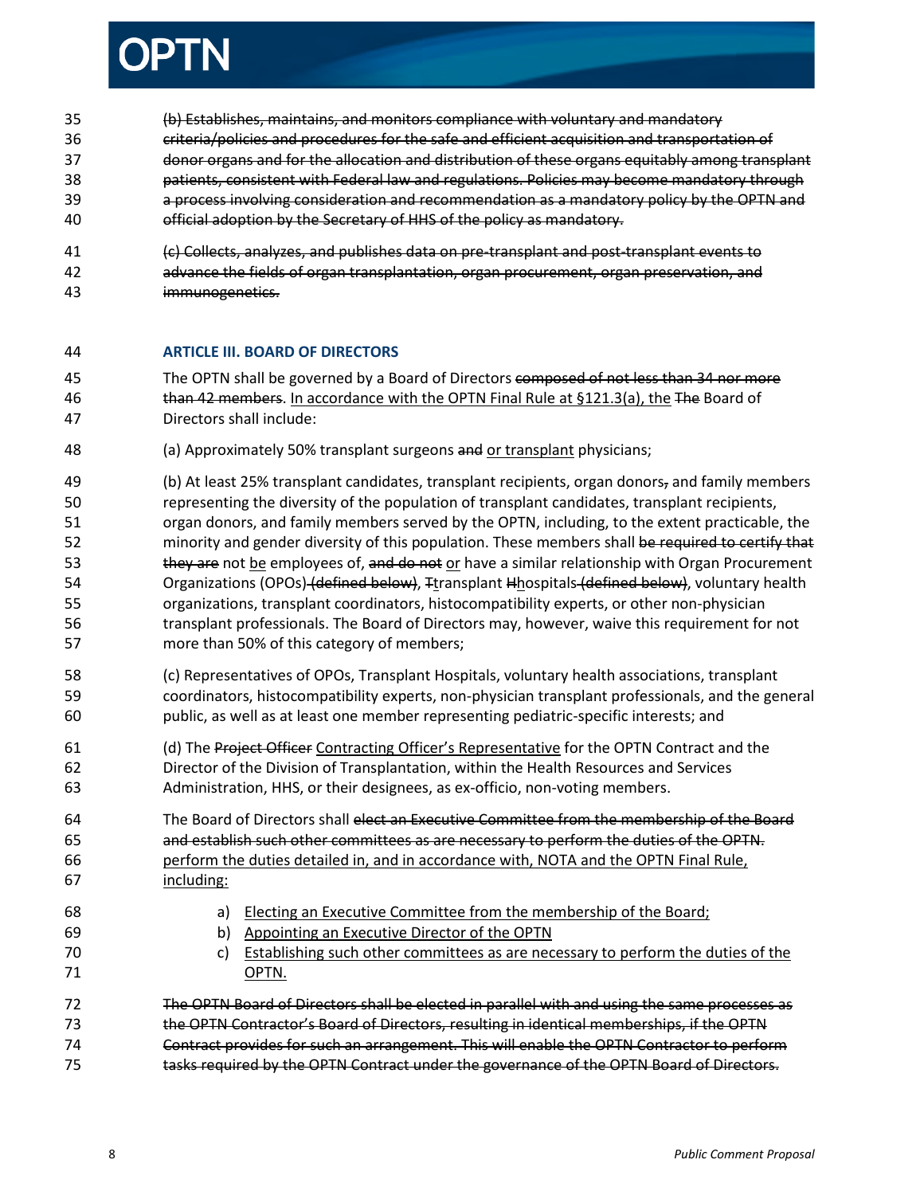~~(b) Establishes, maintains, and monitors compliance with voluntary and mandatory criteria/policies and procedures for the safe and efficient acquisition and transportation of donor organs and for the allocation and distribution of these organs equitably among transplant patients, consistent with Federal law and regulations. Policies may become mandatory through a process involving consideration and recommendation as a mandatory policy by the OPTN and official adoption by the Secretary of HHS of the policy as mandatory.~~

~~(c) Collects, analyzes, and publishes data on pre-transplant and post-transplant events to advance the fields of organ transplantation, organ procurement, organ preservation, and immunogenetics.~~

## ARTICLE III. BOARD OF DIRECTORS

The OPTN shall be governed by a Board of Directors ~~composed of not less than 34 nor more than 42 members~~. <u>In accordance with the OPTN Final Rule at §121.3(a), the</u> ~~The~~ Board of Directors shall include:

(a) Approximately 50% transplant surgeons ~~and~~ <u>or transplant</u> physicians;

(b) At least 25% transplant candidates, transplant recipients, organ donors~~,~~ and family members representing the diversity of the population of transplant candidates, transplant recipients, organ donors, and family members served by the OPTN, including, to the extent practicable, the minority and gender diversity of this population. These members shall ~~be required to certify that they are~~ not <u>be</u> employees of, ~~and do not~~ <u>or</u> have a similar relationship with Organ Procurement Organizations (OPOs) ~~(defined below)~~, ~~T~~transplant ~~H~~hospitals ~~(defined below)~~, voluntary health organizations, transplant coordinators, histocompatibility experts, or other non-physician transplant professionals. The Board of Directors may, however, waive this requirement for not more than 50% of this category of members;

(c) Representatives of OPOs, Transplant Hospitals, voluntary health associations, transplant coordinators, histocompatibility experts, non-physician transplant professionals, and the general public, as well as at least one member representing pediatric-specific interests; and

(d) The ~~Project Officer~~ <u>Contracting Officer's Representative</u> for the OPTN Contract and the Director of the Division of Transplantation, within the Health Resources and Services Administration, HHS, or their designees, as ex-officio, non-voting members.

The Board of Directors shall ~~elect an Executive Committee from the membership of the Board and establish such other committees as are necessary to perform the duties of the OPTN.~~ <u>perform the duties detailed in, and in accordance with, NOTA and the OPTN Final Rule, including:</u>

a) <u>Electing an Executive Committee from the membership of the Board;</u>
b) <u>Appointing an Executive Director of the OPTN</u>
c) <u>Establishing such other committees as are necessary to perform the duties of the OPTN.</u>

~~The OPTN Board of Directors shall be elected in parallel with and using the same processes as the OPTN Contractor's Board of Directors, resulting in identical memberships, if the OPTN Contract provides for such an arrangement. This will enable the OPTN Contractor to perform tasks required by the OPTN Contract under the governance of the OPTN Board of Directors.~~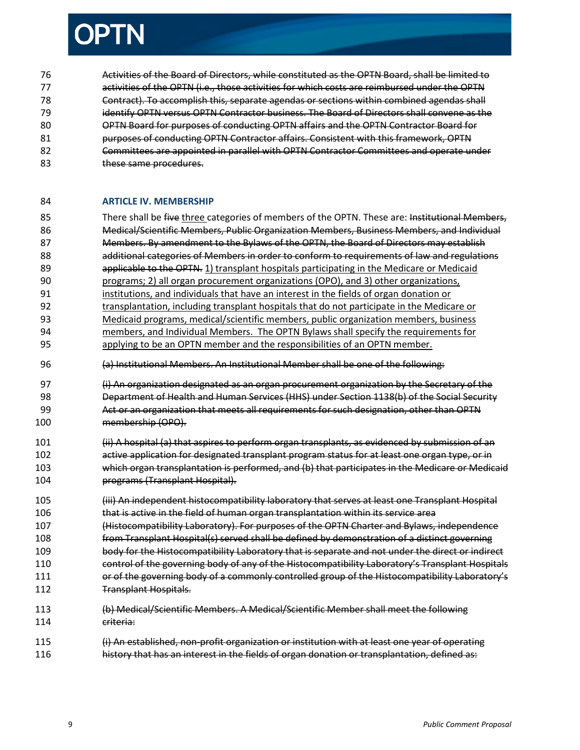~~Activities of the Board of Directors, while constituted as the OPTN Board, shall be limited to activities of the OPTN (i.e., those activities for which costs are reimbursed under the OPTN Contract). To accomplish this, separate agendas or sections within combined agendas shall identify OPTN versus OPTN Contractor business. The Board of Directors shall convene as the OPTN Board for purposes of conducting OPTN affairs and the OPTN Contractor Board for purposes of conducting OPTN Contractor affairs. Consistent with this framework, OPTN Committees are appointed in parallel with OPTN Contractor Committees and operate under these same procedures.~~

### ARTICLE IV. MEMBERSHIP

There shall be ~~five~~ <u>three</u> categories of members of the OPTN. These are: ~~Institutional Members, Medical/Scientific Members, Public Organization Members, Business Members, and Individual Members. By amendment to the Bylaws of the OPTN, the Board of Directors may establish additional categories of Members in order to conform to requirements of law and regulations applicable to the OPTN.~~ <u>1) transplant hospitals participating in the Medicare or Medicaid programs; 2) all organ procurement organizations (OPO), and 3) other organizations, institutions, and individuals that have an interest in the fields of organ donation or transplantation, including transplant hospitals that do not participate in the Medicare or Medicaid programs, medical/scientific members, public organization members, business members, and Individual Members. The OPTN Bylaws shall specify the requirements for applying to be an OPTN member and the responsibilities of an OPTN member.</u>

~~(a) Institutional Members. An Institutional Member shall be one of the following:~~

~~(i) An organization designated as an organ procurement organization by the Secretary of the Department of Health and Human Services (HHS) under Section 1138(b) of the Social Security Act or an organization that meets all requirements for such designation, other than OPTN membership (OPO).~~

~~(ii) A hospital (a) that aspires to perform organ transplants, as evidenced by submission of an active application for designated transplant program status for at least one organ type, or in which organ transplantation is performed, and (b) that participates in the Medicare or Medicaid programs (Transplant Hospital).~~

~~(iii) An independent histocompatibility laboratory that serves at least one Transplant Hospital that is active in the field of human organ transplantation within its service area (Histocompatibility Laboratory). For purposes of the OPTN Charter and Bylaws, independence from Transplant Hospital(s) served shall be defined by demonstration of a distinct governing body for the Histocompatibility Laboratory that is separate and not under the direct or indirect control of the governing body of any of the Histocompatibility Laboratory's Transplant Hospitals or of the governing body of a commonly controlled group of the Histocompatibility Laboratory's Transplant Hospitals.~~

~~(b) Medical/Scientific Members. A Medical/Scientific Member shall meet the following criteria:~~

~~(i) An established, non-profit organization or institution with at least one year of operating history that has an interest in the fields of organ donation or transplantation, defined as:~~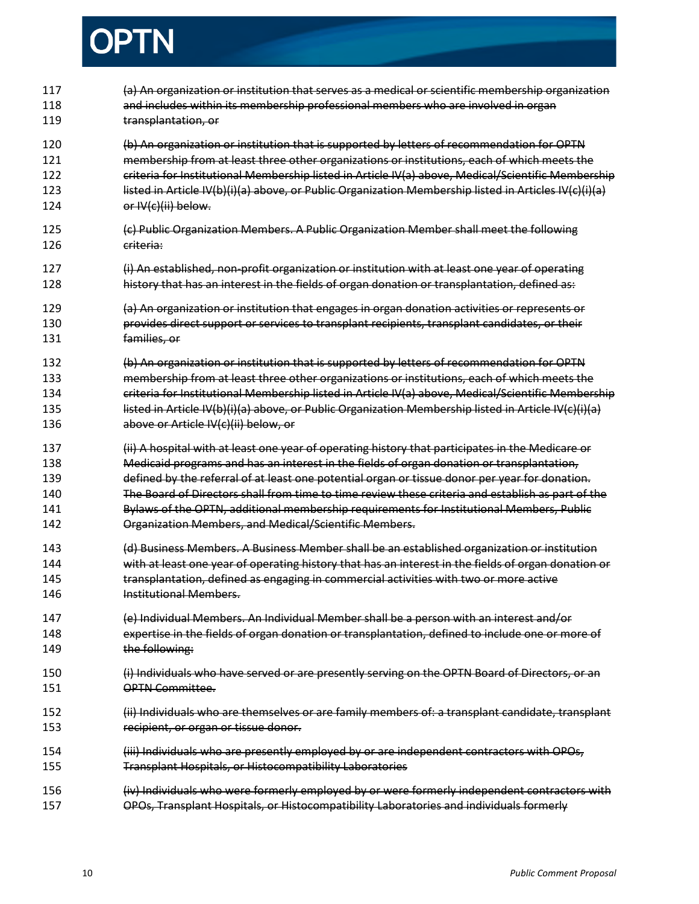~~(a) An organization or institution that serves as a medical or scientific membership organization and includes within its membership professional members who are involved in organ transplantation, or~~

~~(b) An organization or institution that is supported by letters of recommendation for OPTN membership from at least three other organizations or institutions, each of which meets the criteria for Institutional Membership listed in Article IV(a) above, Medical/Scientific Membership listed in Article IV(b)(i)(a) above, or Public Organization Membership listed in Articles IV(c)(i)(a) or IV(c)(ii) below.~~

~~(c) Public Organization Members. A Public Organization Member shall meet the following criteria:~~

~~(i) An established, non-profit organization or institution with at least one year of operating history that has an interest in the fields of organ donation or transplantation, defined as:~~

~~(a) An organization or institution that engages in organ donation activities or represents or provides direct support or services to transplant recipients, transplant candidates, or their families, or~~

~~(b) An organization or institution that is supported by letters of recommendation for OPTN membership from at least three other organizations or institutions, each of which meets the criteria for Institutional Membership listed in Article IV(a) above, Medical/Scientific Membership listed in Article IV(b)(i)(a) above, or Public Organization Membership listed in Article IV(c)(i)(a) above or Article IV(c)(ii) below, or~~

~~(ii) A hospital with at least one year of operating history that participates in the Medicare or Medicaid programs and has an interest in the fields of organ donation or transplantation, defined by the referral of at least one potential organ or tissue donor per year for donation. The Board of Directors shall from time to time review these criteria and establish as part of the Bylaws of the OPTN, additional membership requirements for Institutional Members, Public Organization Members, and Medical/Scientific Members.~~

~~(d) Business Members. A Business Member shall be an established organization or institution with at least one year of operating history that has an interest in the fields of organ donation or transplantation, defined as engaging in commercial activities with two or more active Institutional Members.~~

~~(e) Individual Members. An Individual Member shall be a person with an interest and/or expertise in the fields of organ donation or transplantation, defined to include one or more of the following:~~

~~(i) Individuals who have served or are presently serving on the OPTN Board of Directors, or an OPTN Committee.~~

~~(ii) Individuals who are themselves or are family members of: a transplant candidate, transplant recipient, or organ or tissue donor.~~

~~(iii) Individuals who are presently employed by or are independent contractors with OPOs, Transplant Hospitals, or Histocompatibility Laboratories~~

~~(iv) Individuals who were formerly employed by or were formerly independent contractors with OPOs, Transplant Hospitals, or Histocompatibility Laboratories and individuals formerly~~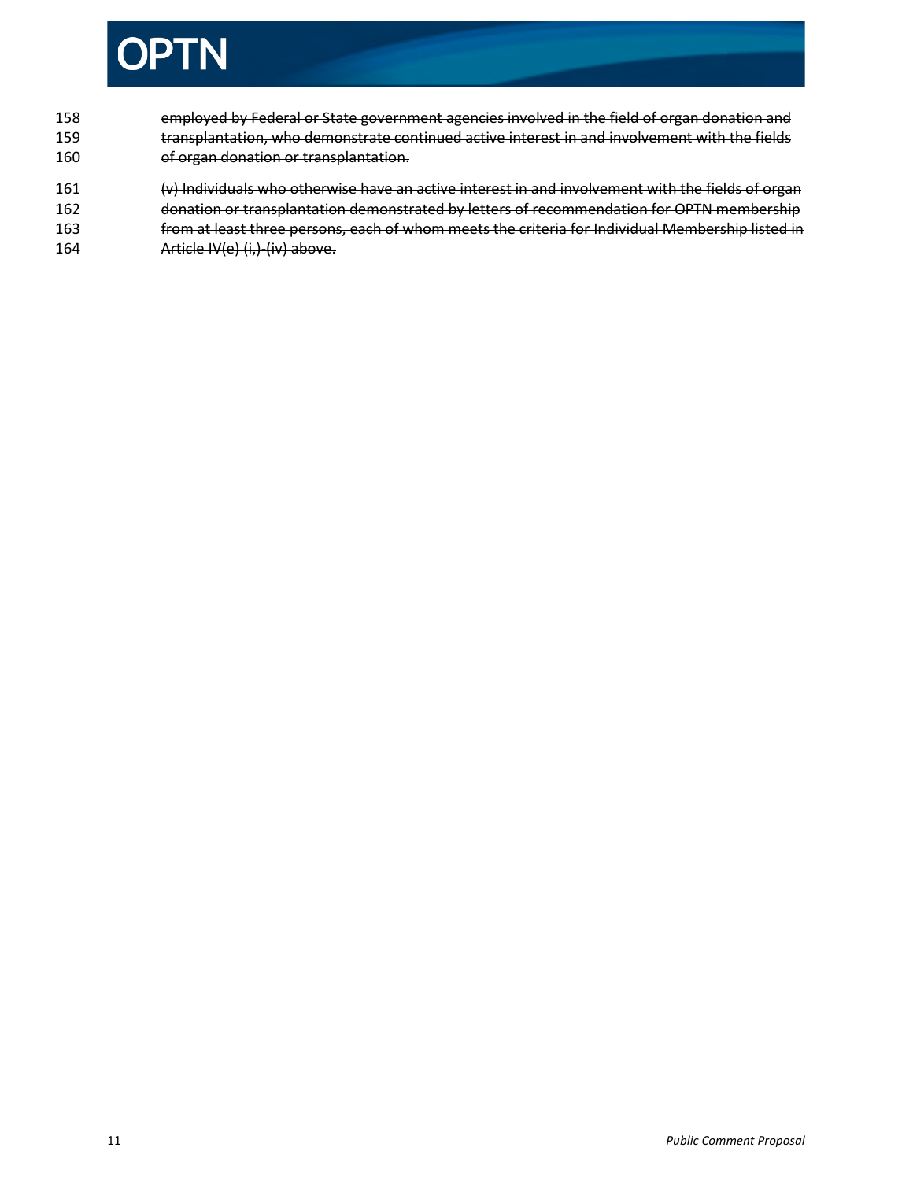~~employed by Federal or State government agencies involved in the field of organ donation and transplantation, who demonstrate continued active interest in and involvement with the fields of organ donation or transplantation.~~

~~(v) Individuals who otherwise have an active interest in and involvement with the fields of organ donation or transplantation demonstrated by letters of recommendation for OPTN membership from at least three persons, each of whom meets the criteria for Individual Membership listed in Article IV(e) (i,)-(iv) above.~~